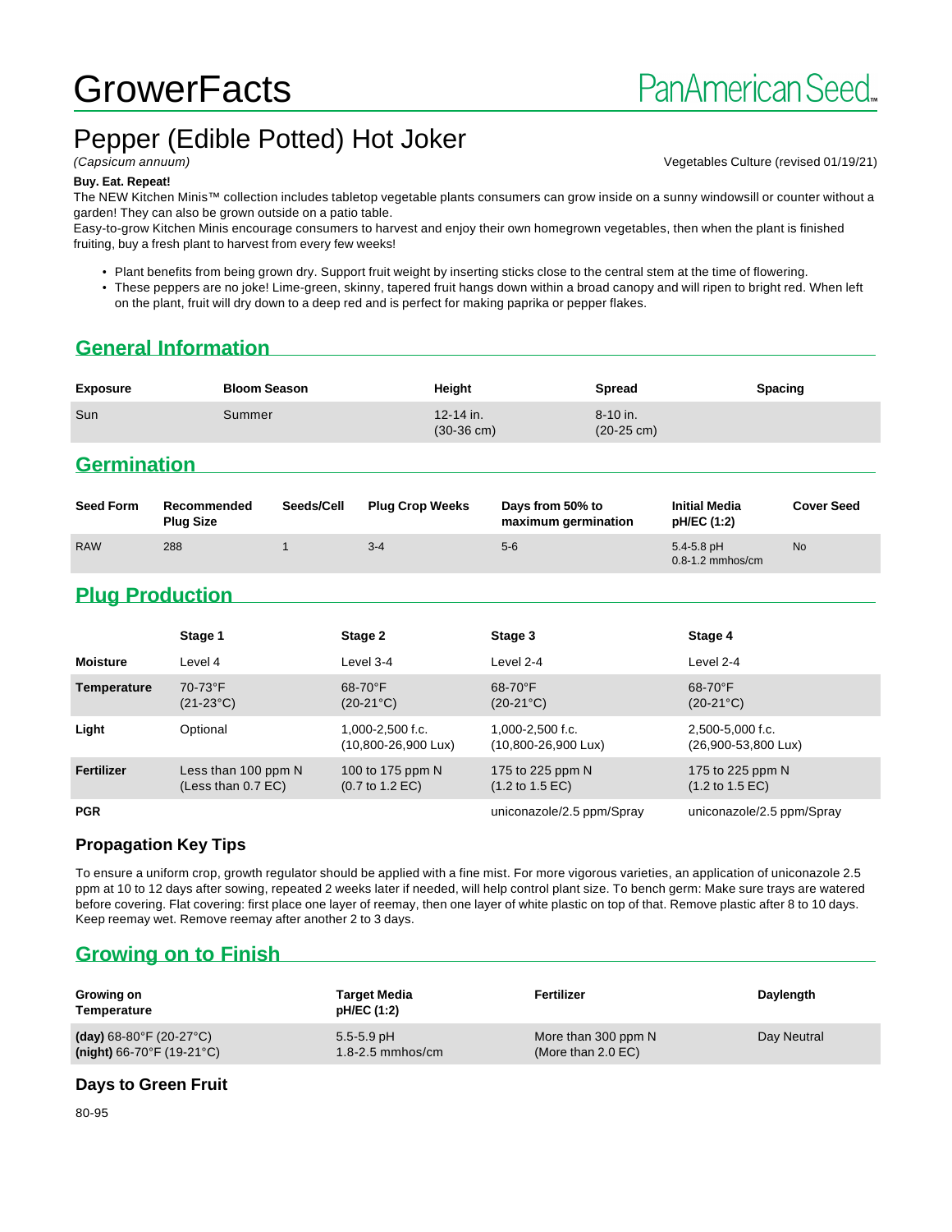# GrowerFacts

PanAmerican Seed

## Pepper (Edible Potted) Hot Joker

*(Capsicum annuum)*

Vegetables Culture (revised 01/19/21)

**Buy. Eat. Repeat!**

The NEW Kitchen Minis™ collection includes tabletop vegetable plants consumers can grow inside on a sunny windowsill or counter without a garden! They can also be grown outside on a patio table.

Easy-to-grow Kitchen Minis encourage consumers to harvest and enjoy their own homegrown vegetables, then when the plant is finished fruiting, buy a fresh plant to harvest from every few weeks!

- Plant benefits from being grown dry. Support fruit weight by inserting sticks close to the central stem at the time of flowering.
- These peppers are no joke! Lime-green, skinny, tapered fruit hangs down within a broad canopy and will ripen to bright red. When left on the plant, fruit will dry down to a deep red and is perfect for making paprika or pepper flakes.

## General Information

| Exposure | Bloom Season | Height | Spread | Spacing |
|---|---|---|---|---|
| Sun | Summer | 12-14 in. (30-36 cm) | 8-10 in. (20-25 cm) | |

## Germination

| Seed Form | Recommended Plug Size | Seeds/Cell | Plug Crop Weeks | Days from 50% to maximum germination | Initial Media pH/EC (1:2) | Cover Seed |
|---|---|---|---|---|---|---|
| RAW | 288 | 1 | 3-4 | 5-6 | 5.4-5.8 pH 0.8-1.2 mmhos/cm | No |

## Plug Production

| | Stage 1 | Stage 2 | Stage 3 | Stage 4 |
|---|---|---|---|---|
| **Moisture** | Level 4 | Level 3-4 | Level 2-4 | Level 2-4 |
| **Temperature** | 70-73°F (21-23°C) | 68-70°F (20-21°C) | 68-70°F (20-21°C) | 68-70°F (20-21°C) |
| **Light** | Optional | 1,000-2,500 f.c. (10,800-26,900 Lux) | 1,000-2,500 f.c. (10,800-26,900 Lux) | 2,500-5,000 f.c. (26,900-53,800 Lux) |
| **Fertilizer** | Less than 100 ppm N (Less than 0.7 EC) | 100 to 175 ppm N (0.7 to 1.2 EC) | 175 to 225 ppm N (1.2 to 1.5 EC) | 175 to 225 ppm N (1.2 to 1.5 EC) |
| **PGR** | | | uniconazole/2.5 ppm/Spray | uniconazole/2.5 ppm/Spray |

### Propagation Key Tips

To ensure a uniform crop, growth regulator should be applied with a fine mist. For more vigorous varieties, an application of uniconazole 2.5 ppm at 10 to 12 days after sowing, repeated 2 weeks later if needed, will help control plant size. To bench germ: Make sure trays are watered before covering. Flat covering: first place one layer of reemay, then one layer of white plastic on top of that. Remove plastic after 8 to 10 days. Keep reemay wet. Remove reemay after another 2 to 3 days.

## Growing on to Finish

| Growing on Temperature | Target Media pH/EC (1:2) | Fertilizer | Daylength |
|---|---|---|---|
| **(day)** 68-80°F (20-27°C) **(night)** 66-70°F (19-21°C) | 5.5-5.9 pH 1.8-2.5 mmhos/cm | More than 300 ppm N (More than 2.0 EC) | Day Neutral |

### Days to Green Fruit

80-95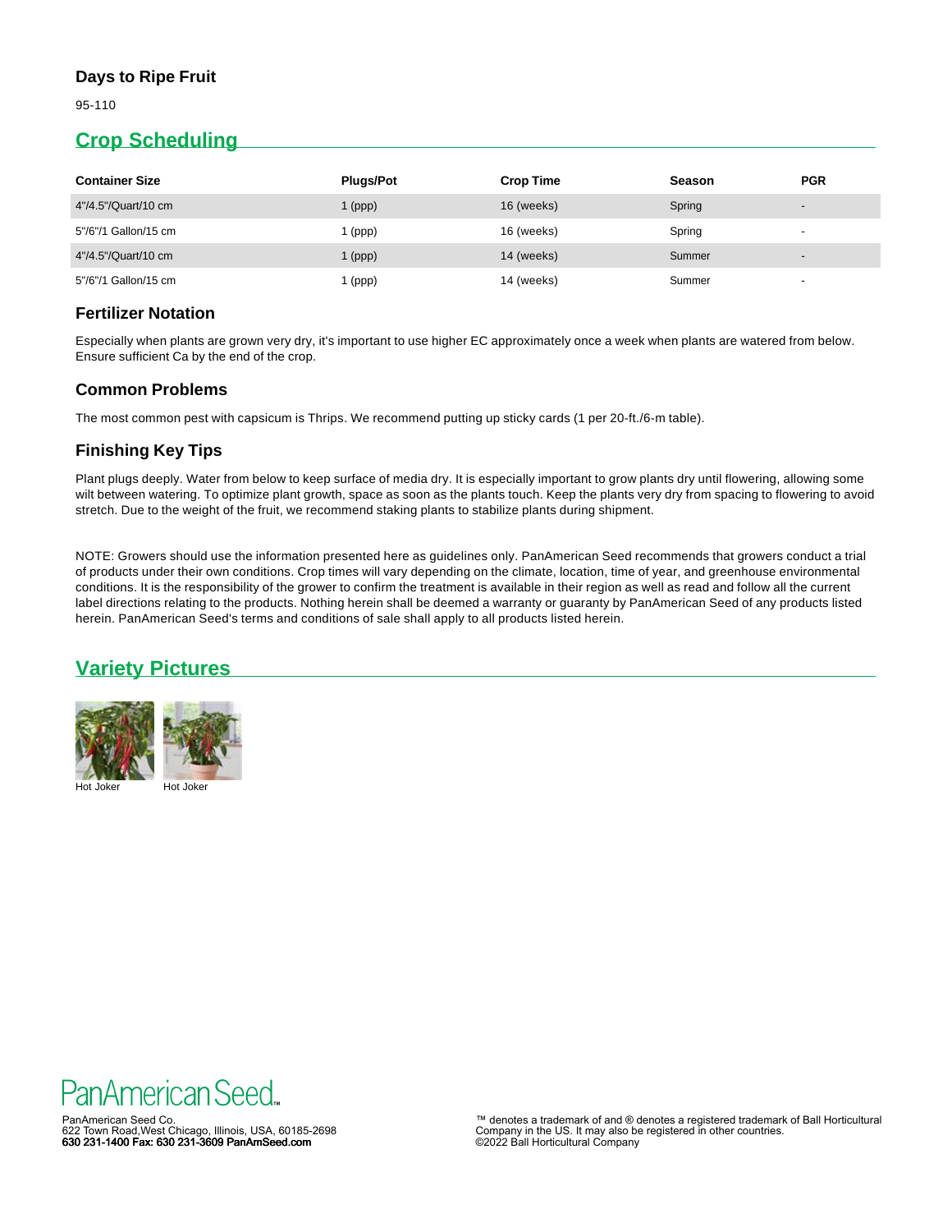### Days to Ripe Fruit

95-110

## Crop Scheduling

| Container Size | Plugs/Pot | Crop Time | Season | PGR |
| --- | --- | --- | --- | --- |
| 4"/4.5"/Quart/10 cm | 1 (ppp) | 16 (weeks) | Spring | - |
| 5"/6"/1 Gallon/15 cm | 1 (ppp) | 16 (weeks) | Spring | - |
| 4"/4.5"/Quart/10 cm | 1 (ppp) | 14 (weeks) | Summer | - |
| 5"/6"/1 Gallon/15 cm | 1 (ppp) | 14 (weeks) | Summer | - |

### Fertilizer Notation

Especially when plants are grown very dry, it's important to use higher EC approximately once a week when plants are watered from below. Ensure sufficient Ca by the end of the crop.

### Common Problems

The most common pest with capsicum is Thrips. We recommend putting up sticky cards (1 per 20-ft./6-m table).

### Finishing Key Tips

Plant plugs deeply. Water from below to keep surface of media dry. It is especially important to grow plants dry until flowering, allowing some wilt between watering. To optimize plant growth, space as soon as the plants touch. Keep the plants very dry from spacing to flowering to avoid stretch. Due to the weight of the fruit, we recommend staking plants to stabilize plants during shipment.

NOTE: Growers should use the information presented here as guidelines only. PanAmerican Seed recommends that growers conduct a trial of products under their own conditions. Crop times will vary depending on the climate, location, time of year, and greenhouse environmental conditions. It is the responsibility of the grower to confirm the treatment is available in their region as well as read and follow all the current label directions relating to the products. Nothing herein shall be deemed a warranty or guaranty by PanAmerican Seed of any products listed herein. PanAmerican Seed's terms and conditions of sale shall apply to all products listed herein.

## Variety Pictures

Hot Joker

Hot Joker

PanAmerican Seed.

PanAmerican Seed Co.
622 Town Road,West Chicago, Illinois, USA, 60185-2698
630 231-1400 Fax: 630 231-3609 PanAmSeed.com

™ denotes a trademark of and ® denotes a registered trademark of Ball Horticultural Company in the US. It may also be registered in other countries.
©2022 Ball Horticultural Company